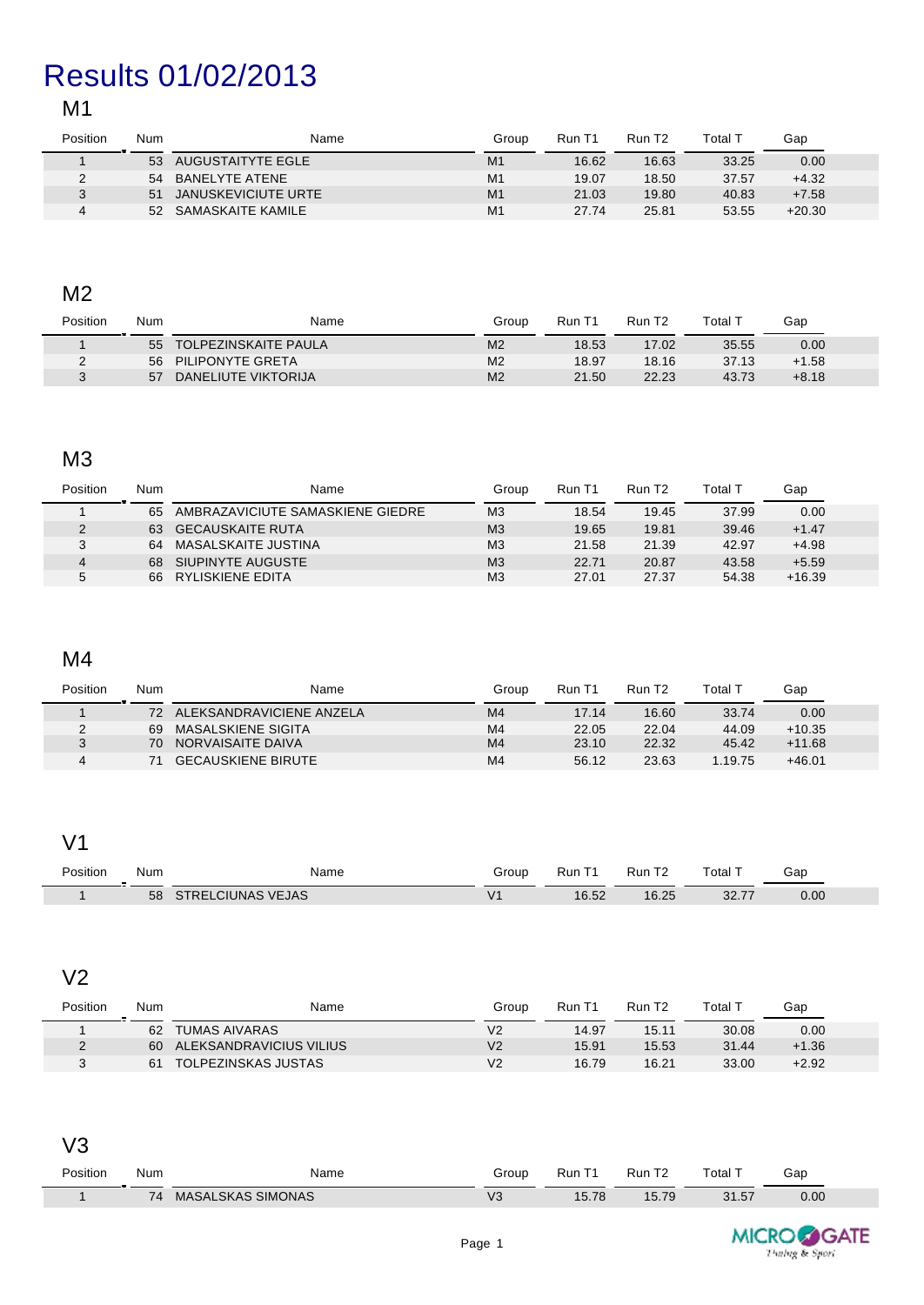# Results 01/02/2013

## M1

| Position | Num | Name | Group | Run T1 | Run T2 | Total T | Gap |
|---|---|---|---|---|---|---|---|
| 1 | 53 | AUGUSTAITYTE EGLE | M1 | 16.62 | 16.63 | 33.25 | 0.00 |
| 2 | 54 | BANELYTE ATENE | M1 | 19.07 | 18.50 | 37.57 | +4.32 |
| 3 | 51 | JANUSKEVICIUTE URTE | M1 | 21.03 | 19.80 | 40.83 | +7.58 |
| 4 | 52 | SAMASKAITE KAMILE | M1 | 27.74 | 25.81 | 53.55 | +20.30 |

## M2

| Position | Num | Name | Group | Run T1 | Run T2 | Total T | Gap |
|---|---|---|---|---|---|---|---|
| 1 | 55 | TOLPEZINSKAITE PAULA | M2 | 18.53 | 17.02 | 35.55 | 0.00 |
| 2 | 56 | PILIPONYTE GRETA | M2 | 18.97 | 18.16 | 37.13 | +1.58 |
| 3 | 57 | DANELIUTE VIKTORIJA | M2 | 21.50 | 22.23 | 43.73 | +8.18 |

## M3

| Position | Num | Name | Group | Run T1 | Run T2 | Total T | Gap |
|---|---|---|---|---|---|---|---|
| 1 | 65 | AMBRAZAVICIUTE SAMASKIENE GIEDRE | M3 | 18.54 | 19.45 | 37.99 | 0.00 |
| 2 | 63 | GECAUSKAITE RUTA | M3 | 19.65 | 19.81 | 39.46 | +1.47 |
| 3 | 64 | MASALSKAITE JUSTINA | M3 | 21.58 | 21.39 | 42.97 | +4.98 |
| 4 | 68 | SIUPINYTE AUGUSTE | M3 | 22.71 | 20.87 | 43.58 | +5.59 |
| 5 | 66 | RYLISKIENE EDITA | M3 | 27.01 | 27.37 | 54.38 | +16.39 |

## M4

| Position | Num | Name | Group | Run T1 | Run T2 | Total T | Gap |
|---|---|---|---|---|---|---|---|
| 1 | 72 | ALEKSANDRAVICIENE ANZELA | M4 | 17.14 | 16.60 | 33.74 | 0.00 |
| 2 | 69 | MASALSKIENE SIGITA | M4 | 22.05 | 22.04 | 44.09 | +10.35 |
| 3 | 70 | NORVAISAITE DAIVA | M4 | 23.10 | 22.32 | 45.42 | +11.68 |
| 4 | 71 | GECAUSKIENE BIRUTE | M4 | 56.12 | 23.63 | 1.19.75 | +46.01 |

## V1

| Position | Num | Name | Group | Run T1 | Run T2 | Total T | Gap |
|---|---|---|---|---|---|---|---|
| 1 | 58 | STRELCIUNAS VEJAS | V1 | 16.52 | 16.25 | 32.77 | 0.00 |

## V2

| Position | Num | Name | Group | Run T1 | Run T2 | Total T | Gap |
|---|---|---|---|---|---|---|---|
| 1 | 62 | TUMAS AIVARAS | V2 | 14.97 | 15.11 | 30.08 | 0.00 |
| 2 | 60 | ALEKSANDRAVICIUS VILIUS | V2 | 15.91 | 15.53 | 31.44 | +1.36 |
| 3 | 61 | TOLPEZINSKAS JUSTAS | V2 | 16.79 | 16.21 | 33.00 | +2.92 |

## V3

| Position | Num | Name | Group | Run T1 | Run T2 | Total T | Gap |
|---|---|---|---|---|---|---|---|
| 1 | 74 | MASALSKAS SIMONAS | V3 | 15.78 | 15.79 | 31.57 | 0.00 |

MICROGATE Timing & Sport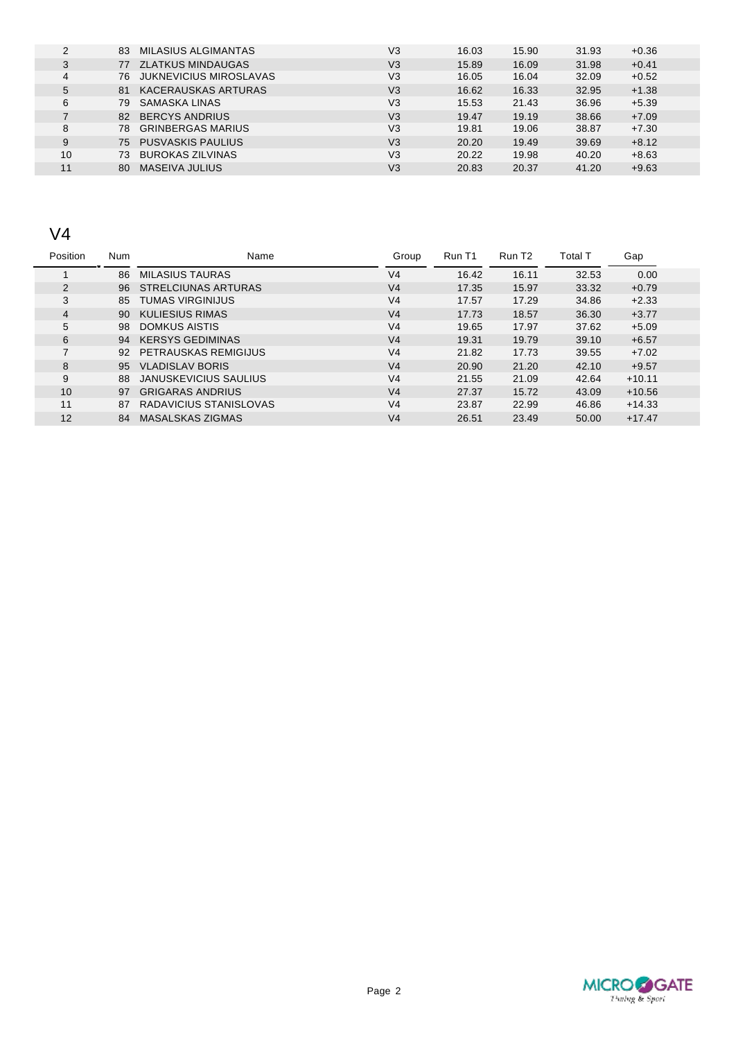| | | | | | | | |
|---|---|---|---|---|---|---|---|
| 2 | 83 | MILASIUS ALGIMANTAS | V3 | 16.03 | 15.90 | 31.93 | +0.36 |
| 3 | 77 | ZLATKUS MINDAUGAS | V3 | 15.89 | 16.09 | 31.98 | +0.41 |
| 4 | 76 | JUKNEVICIUS MIROSLAVAS | V3 | 16.05 | 16.04 | 32.09 | +0.52 |
| 5 | 81 | KACERAUSKAS ARTURAS | V3 | 16.62 | 16.33 | 32.95 | +1.38 |
| 6 | 79 | SAMASKA LINAS | V3 | 15.53 | 21.43 | 36.96 | +5.39 |
| 7 | 82 | BERCYS ANDRIUS | V3 | 19.47 | 19.19 | 38.66 | +7.09 |
| 8 | 78 | GRINBERGAS MARIUS | V3 | 19.81 | 19.06 | 38.87 | +7.30 |
| 9 | 75 | PUSVASKIS PAULIUS | V3 | 20.20 | 19.49 | 39.69 | +8.12 |
| 10 | 73 | BUROKAS ZILVINAS | V3 | 20.22 | 19.98 | 40.20 | +8.63 |
| 11 | 80 | MASEIVA JULIUS | V3 | 20.83 | 20.37 | 41.20 | +9.63 |

## V4

| Position | Num | Name | Group | Run T1 | Run T2 | Total T | Gap |
|---|---|---|---|---|---|---|---|
| 1 | 86 | MILASIUS TAURAS | V4 | 16.42 | 16.11 | 32.53 | 0.00 |
| 2 | 96 | STRELCIUNAS ARTURAS | V4 | 17.35 | 15.97 | 33.32 | +0.79 |
| 3 | 85 | TUMAS VIRGINIJUS | V4 | 17.57 | 17.29 | 34.86 | +2.33 |
| 4 | 90 | KULIESIUS RIMAS | V4 | 17.73 | 18.57 | 36.30 | +3.77 |
| 5 | 98 | DOMKUS AISTIS | V4 | 19.65 | 17.97 | 37.62 | +5.09 |
| 6 | 94 | KERSYS GEDIMINAS | V4 | 19.31 | 19.79 | 39.10 | +6.57 |
| 7 | 92 | PETRAUSKAS REMIGIJUS | V4 | 21.82 | 17.73 | 39.55 | +7.02 |
| 8 | 95 | VLADISLAV BORIS | V4 | 20.90 | 21.20 | 42.10 | +9.57 |
| 9 | 88 | JANUSKEVICIUS SAULIUS | V4 | 21.55 | 21.09 | 42.64 | +10.11 |
| 10 | 97 | GRIGARAS ANDRIUS | V4 | 27.37 | 15.72 | 43.09 | +10.56 |
| 11 | 87 | RADAVICIUS STANISLOVAS | V4 | 23.87 | 22.99 | 46.86 | +14.33 |
| 12 | 84 | MASALSKAS ZIGMAS | V4 | 26.51 | 23.49 | 50.00 | +17.47 |